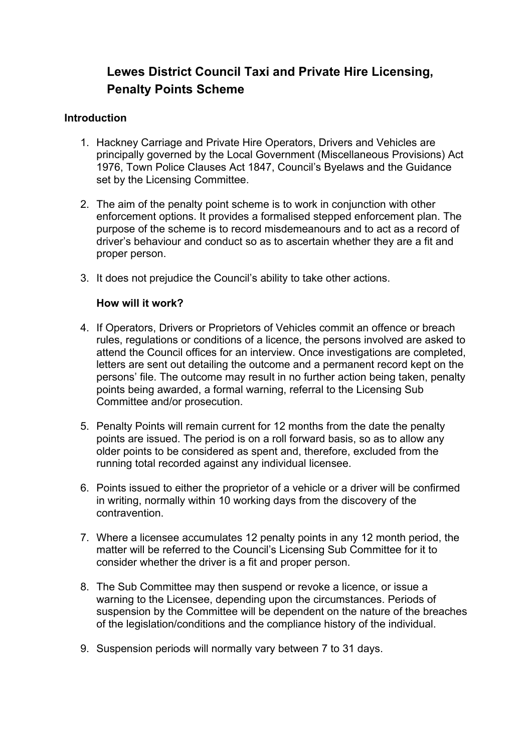# Lewes District Council Taxi and Private Hire Licensing, Penalty Points Scheme

## Introduction

1. Hackney Carriage and Private Hire Operators, Drivers and Vehicles are principally governed by the Local Government (Miscellaneous Provisions) Act 1976, Town Police Clauses Act 1847, Council's Byelaws and the Guidance set by the Licensing Committee.

2. The aim of the penalty point scheme is to work in conjunction with other enforcement options. It provides a formalised stepped enforcement plan. The purpose of the scheme is to record misdemeanours and to act as a record of driver's behaviour and conduct so as to ascertain whether they are a fit and proper person.

3. It does not prejudice the Council's ability to take other actions.

## How will it work?

4. If Operators, Drivers or Proprietors of Vehicles commit an offence or breach rules, regulations or conditions of a licence, the persons involved are asked to attend the Council offices for an interview. Once investigations are completed, letters are sent out detailing the outcome and a permanent record kept on the persons' file. The outcome may result in no further action being taken, penalty points being awarded, a formal warning, referral to the Licensing Sub Committee and/or prosecution.

5. Penalty Points will remain current for 12 months from the date the penalty points are issued. The period is on a roll forward basis, so as to allow any older points to be considered as spent and, therefore, excluded from the running total recorded against any individual licensee.

6. Points issued to either the proprietor of a vehicle or a driver will be confirmed in writing, normally within 10 working days from the discovery of the contravention.

7. Where a licensee accumulates 12 penalty points in any 12 month period, the matter will be referred to the Council's Licensing Sub Committee for it to consider whether the driver is a fit and proper person.

8. The Sub Committee may then suspend or revoke a licence, or issue a warning to the Licensee, depending upon the circumstances. Periods of suspension by the Committee will be dependent on the nature of the breaches of the legislation/conditions and the compliance history of the individual.

9. Suspension periods will normally vary between 7 to 31 days.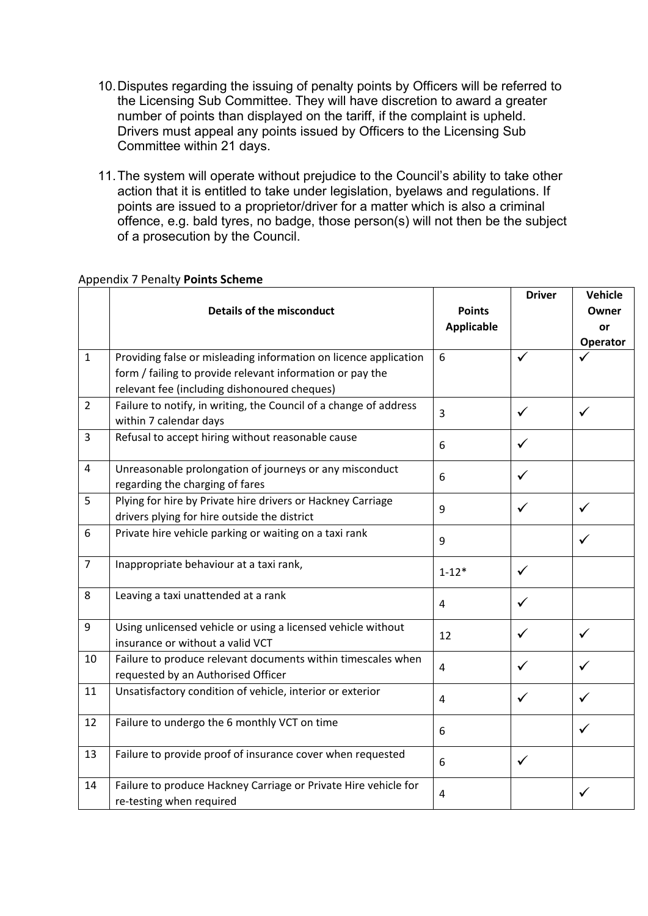10. Disputes regarding the issuing of penalty points by Officers will be referred to the Licensing Sub Committee. They will have discretion to award a greater number of points than displayed on the tariff, if the complaint is upheld. Drivers must appeal any points issued by Officers to the Licensing Sub Committee within 21 days.

11. The system will operate without prejudice to the Council's ability to take other action that it is entitled to take under legislation, byelaws and regulations. If points are issued to a proprietor/driver for a matter which is also a criminal offence, e.g. bald tyres, no badge, those person(s) will not then be the subject of a prosecution by the Council.

Appendix 7 Penalty **Points Scheme**

| | **Details of the misconduct** | **Points Applicable** | **Driver** | **Vehicle Owner or Operator** |
|---|---|---|---|---|
| 1 | Providing false or misleading information on licence application form / failing to provide relevant information or pay the relevant fee (including dishonoured cheques) | 6 | ✓ | ✓ |
| 2 | Failure to notify, in writing, the Council of a change of address within 7 calendar days | 3 | ✓ | ✓ |
| 3 | Refusal to accept hiring without reasonable cause | 6 | ✓ | |
| 4 | Unreasonable prolongation of journeys or any misconduct regarding the charging of fares | 6 | ✓ | |
| 5 | Plying for hire by Private hire drivers or Hackney Carriage drivers plying for hire outside the district | 9 | ✓ | ✓ |
| 6 | Private hire vehicle parking or waiting on a taxi rank | 9 | | ✓ |
| 7 | Inappropriate behaviour at a taxi rank, | 1-12* | ✓ | |
| 8 | Leaving a taxi unattended at a rank | 4 | ✓ | |
| 9 | Using unlicensed vehicle or using a licensed vehicle without insurance or without a valid VCT | 12 | ✓ | ✓ |
| 10 | Failure to produce relevant documents within timescales when requested by an Authorised Officer | 4 | ✓ | ✓ |
| 11 | Unsatisfactory condition of vehicle, interior or exterior | 4 | ✓ | ✓ |
| 12 | Failure to undergo the 6 monthly VCT on time | 6 | | ✓ |
| 13 | Failure to provide proof of insurance cover when requested | 6 | ✓ | |
| 14 | Failure to produce Hackney Carriage or Private Hire vehicle for re-testing when required | 4 | | ✓ |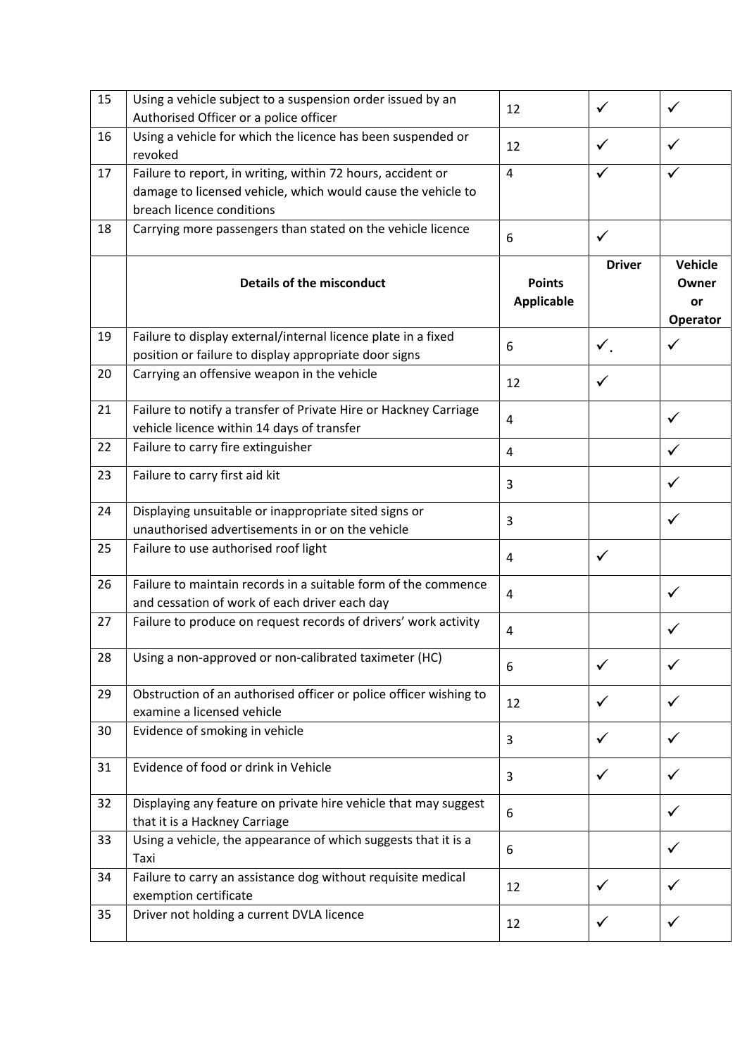| | | | | |
|---|---|---|---|---|
| 15 | Using a vehicle subject to a suspension order issued by an Authorised Officer or a police officer | 12 | ✓ | ✓ |
| 16 | Using a vehicle for which the licence has been suspended or revoked | 12 | ✓ | ✓ |
| 17 | Failure to report, in writing, within 72 hours, accident or damage to licensed vehicle, which would cause the vehicle to breach licence conditions | 4 | ✓ | ✓ |
| 18 | Carrying more passengers than stated on the vehicle licence | 6 | ✓ | |
| | **Details of the misconduct** | **Points Applicable** | **Driver** | **Vehicle Owner or Operator** |
| 19 | Failure to display external/internal licence plate in a fixed position or failure to display appropriate door signs | 6 | ✓. | ✓ |
| 20 | Carrying an offensive weapon in the vehicle | 12 | ✓ | |
| 21 | Failure to notify a transfer of Private Hire or Hackney Carriage vehicle licence within 14 days of transfer | 4 | | ✓ |
| 22 | Failure to carry fire extinguisher | 4 | | ✓ |
| 23 | Failure to carry first aid kit | 3 | | ✓ |
| 24 | Displaying unsuitable or inappropriate sited signs or unauthorised advertisements in or on the vehicle | 3 | | ✓ |
| 25 | Failure to use authorised roof light | 4 | ✓ | |
| 26 | Failure to maintain records in a suitable form of the commence and cessation of work of each driver each day | 4 | | ✓ |
| 27 | Failure to produce on request records of drivers' work activity | 4 | | ✓ |
| 28 | Using a non-approved or non-calibrated taximeter (HC) | 6 | ✓ | ✓ |
| 29 | Obstruction of an authorised officer or police officer wishing to examine a licensed vehicle | 12 | ✓ | ✓ |
| 30 | Evidence of smoking in vehicle | 3 | ✓ | ✓ |
| 31 | Evidence of food or drink in Vehicle | 3 | ✓ | ✓ |
| 32 | Displaying any feature on private hire vehicle that may suggest that it is a Hackney Carriage | 6 | | ✓ |
| 33 | Using a vehicle, the appearance of which suggests that it is a Taxi | 6 | | ✓ |
| 34 | Failure to carry an assistance dog without requisite medical exemption certificate | 12 | ✓ | ✓ |
| 35 | Driver not holding a current DVLA licence | 12 | ✓ | ✓ |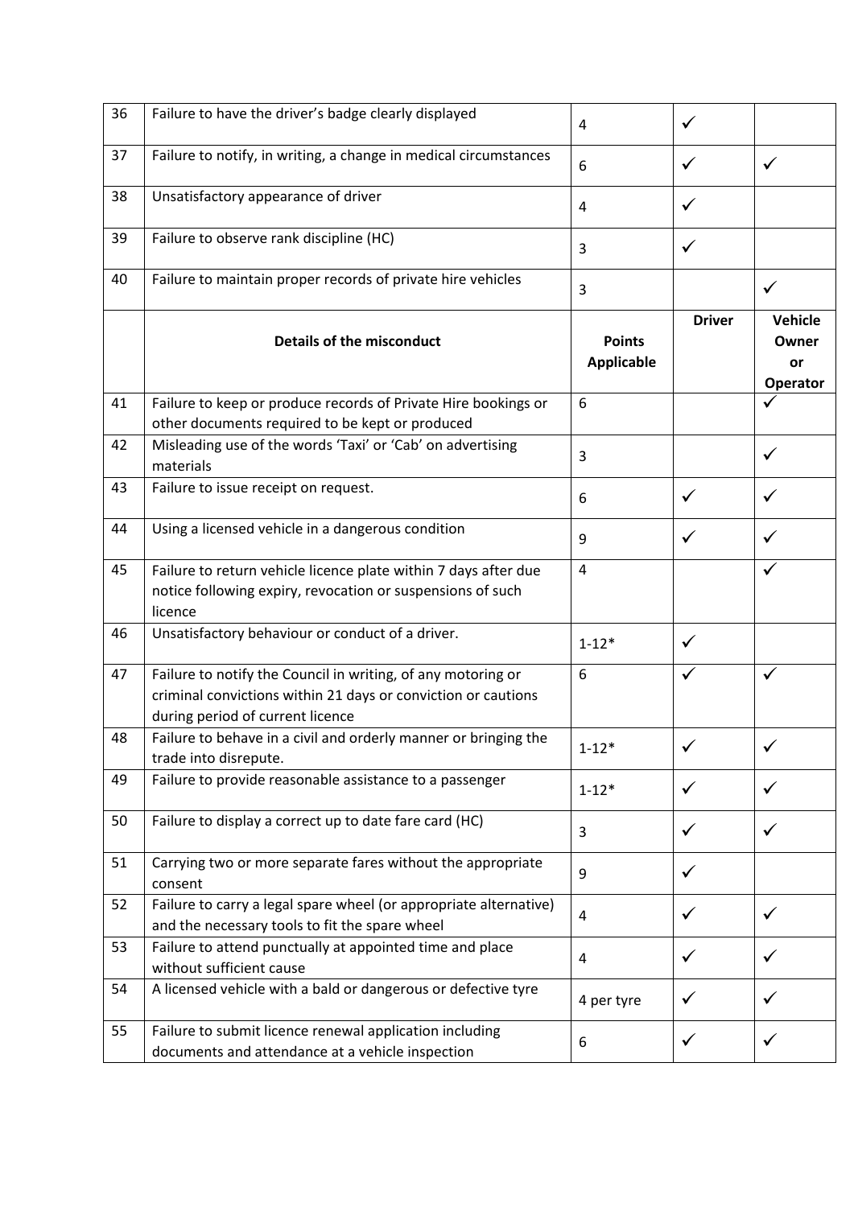| | | | | |
|---|---|---|---|---|
| 36 | Failure to have the driver's badge clearly displayed | 4 | ✓ | |
| 37 | Failure to notify, in writing, a change in medical circumstances | 6 | ✓ | ✓ |
| 38 | Unsatisfactory appearance of driver | 4 | ✓ | |
| 39 | Failure to observe rank discipline (HC) | 3 | ✓ | |
| 40 | Failure to maintain proper records of private hire vehicles | 3 | | ✓ |
| | **Details of the misconduct** | **Points Applicable** | **Driver** | **Vehicle Owner or Operator** |
| 41 | Failure to keep or produce records of Private Hire bookings or other documents required to be kept or produced | 6 | | ✓ |
| 42 | Misleading use of the words 'Taxi' or 'Cab' on advertising materials | 3 | | ✓ |
| 43 | Failure to issue receipt on request. | 6 | ✓ | ✓ |
| 44 | Using a licensed vehicle in a dangerous condition | 9 | ✓ | ✓ |
| 45 | Failure to return vehicle licence plate within 7 days after due notice following expiry, revocation or suspensions of such licence | 4 | | ✓ |
| 46 | Unsatisfactory behaviour or conduct of a driver. | 1-12* | ✓ | |
| 47 | Failure to notify the Council in writing, of any motoring or criminal convictions within 21 days or conviction or cautions during period of current licence | 6 | ✓ | ✓ |
| 48 | Failure to behave in a civil and orderly manner or bringing the trade into disrepute. | 1-12* | ✓ | ✓ |
| 49 | Failure to provide reasonable assistance to a passenger | 1-12* | ✓ | ✓ |
| 50 | Failure to display a correct up to date fare card (HC) | 3 | ✓ | ✓ |
| 51 | Carrying two or more separate fares without the appropriate consent | 9 | ✓ | |
| 52 | Failure to carry a legal spare wheel (or appropriate alternative) and the necessary tools to fit the spare wheel | 4 | ✓ | ✓ |
| 53 | Failure to attend punctually at appointed time and place without sufficient cause | 4 | ✓ | ✓ |
| 54 | A licensed vehicle with a bald or dangerous or defective tyre | 4 per tyre | ✓ | ✓ |
| 55 | Failure to submit licence renewal application including documents and attendance at a vehicle inspection | 6 | ✓ | ✓ |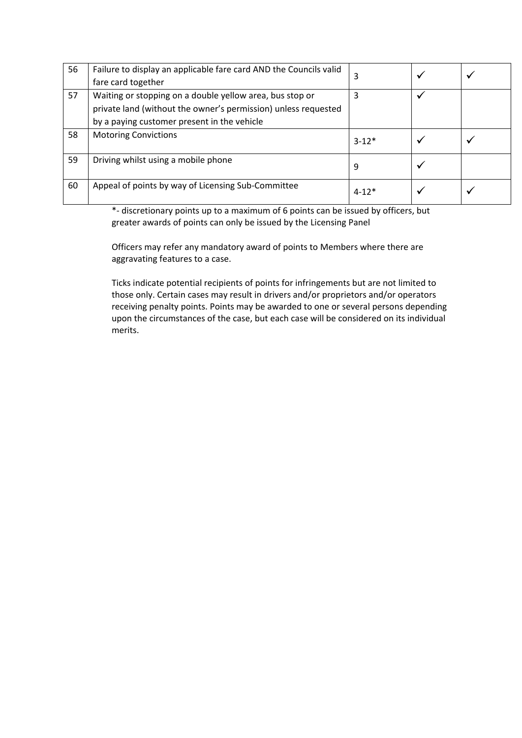| | | | | |
|---|---|---|---|---|
| 56 | Failure to display an applicable fare card AND the Councils valid fare card together | 3 | ✓ | ✓ |
| 57 | Waiting or stopping on a double yellow area, bus stop or private land (without the owner's permission) unless requested by a paying customer present in the vehicle | 3 | ✓ | |
| 58 | Motoring Convictions | 3-12* | ✓ | ✓ |
| 59 | Driving whilst using a mobile phone | 9 | ✓ | |
| 60 | Appeal of points by way of Licensing Sub-Committee | 4-12* | ✓ | ✓ |

*- discretionary points up to a maximum of 6 points can be issued by officers, but greater awards of points can only be issued by the Licensing Panel

Officers may refer any mandatory award of points to Members where there are aggravating features to a case.

Ticks indicate potential recipients of points for infringements but are not limited to those only. Certain cases may result in drivers and/or proprietors and/or operators receiving penalty points. Points may be awarded to one or several persons depending upon the circumstances of the case, but each case will be considered on its individual merits.